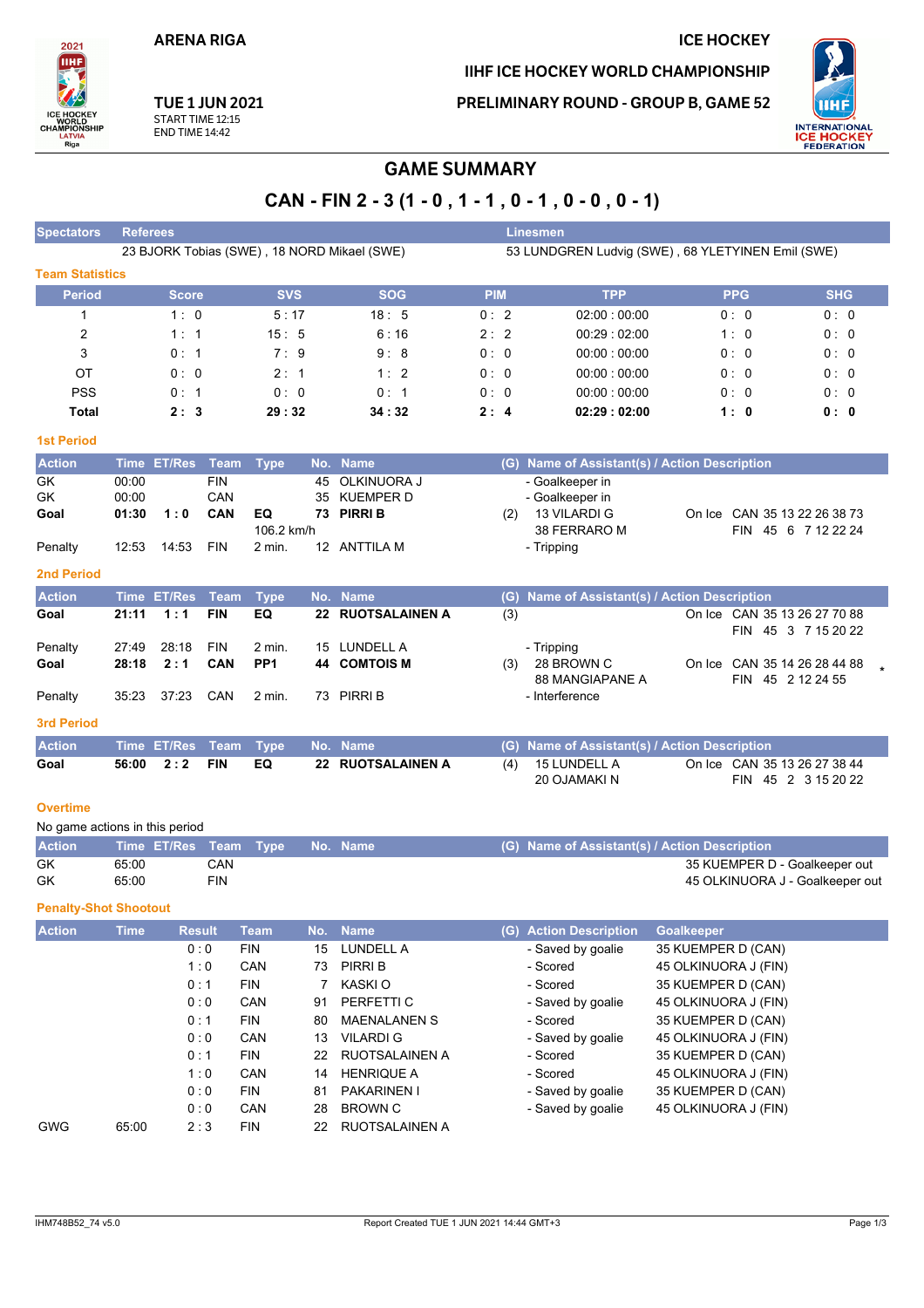ARENA RIGA

ICE HOCKEY

IIHF ICE HOCKEY WORLD CHAMPIONSHIP

TUE 1 JUN 2021
START TIME 12:15
END TIME 14:42

PRELIMINARY ROUND - GROUP B, GAME 52

# GAME SUMMARY

## CAN - FIN 2 - 3 (1 - 0 , 1 - 1 , 0 - 1 , 0 - 0 , 0 - 1)

| Spectators | Referees | Linesmen |
|---|---|---|
| | 23 BJORK Tobias (SWE) , 18 NORD Mikael (SWE) | 53 LUNDGREN Ludvig (SWE) , 68 YLETYINEN Emil (SWE) |

### Team Statistics

| Period | Score | SVS | SOG | PIM | TPP | PPG | SHG |
|---|---|---|---|---|---|---|---|
| 1 | 1 : 0 | 5 : 17 | 18 : 5 | 0 : 2 | 02:00 : 00:00 | 0 : 0 | 0 : 0 |
| 2 | 1 : 1 | 15 : 5 | 6 : 16 | 2 : 2 | 00:29 : 02:00 | 1 : 0 | 0 : 0 |
| 3 | 0 : 1 | 7 : 9 | 9 : 8 | 0 : 0 | 00:00 : 00:00 | 0 : 0 | 0 : 0 |
| OT | 0 : 0 | 2 : 1 | 1 : 2 | 0 : 0 | 00:00 : 00:00 | 0 : 0 | 0 : 0 |
| PSS | 0 : 1 | 0 : 0 | 0 : 1 | 0 : 0 | 00:00 : 00:00 | 0 : 0 | 0 : 0 |
| **Total** | **2 : 3** | **29 : 32** | **34 : 32** | **2 : 4** | **02:29 : 02:00** | **1 : 0** | **0 : 0** |

### 1st Period

| Action | Time | ET/Res | Team | Type | No. | Name | (G) | Name of Assistant(s) / Action Description | On Ice |
|---|---|---|---|---|---|---|---|---|---|
| GK | 00:00 | | FIN | | 45 | OLKINUORA J | | - Goalkeeper in | |
| GK | 00:00 | | CAN | | 35 | KUEMPER D | | - Goalkeeper in | |
| **Goal** | **01:30** | **1 : 0** | **CAN** | **EQ** 106.2 km/h | **73** | **PIRRI B** | (2) | 13 VILARDI G<br>38 FERRARO M | CAN 35 13 22 26 38 73<br>FIN 45 6 7 12 22 24 |
| Penalty | 12:53 | 14:53 | FIN | 2 min. | 12 | ANTTILA M | | - Tripping | |

### 2nd Period

| Action | Time | ET/Res | Team | Type | No. | Name | (G) | Name of Assistant(s) / Action Description | On Ice |
|---|---|---|---|---|---|---|---|---|---|
| **Goal** | **21:11** | **1 : 1** | **FIN** | **EQ** | **22** | **RUOTSALAINEN A** | (3) | | CAN 35 13 26 27 70 88<br>FIN 45 3 7 15 20 22 |
| Penalty | 27:49 | 28:18 | FIN | 2 min. | 15 | LUNDELL A | | - Tripping | |
| **Goal** | **28:18** | **2 : 1** | **CAN** | **PP1** | **44** | **COMTOIS M** | (3) | 28 BROWN C<br>88 MANGIAPANE A | CAN 35 14 26 28 44 88 *<br>FIN 45 2 12 24 55 |
| Penalty | 35:23 | 37:23 | CAN | 2 min. | 73 | PIRRI B | | - Interference | |

### 3rd Period

| Action | Time | ET/Res | Team | Type | No. | Name | (G) | Name of Assistant(s) / Action Description | On Ice |
|---|---|---|---|---|---|---|---|---|---|
| **Goal** | **56:00** | **2 : 2** | **FIN** | **EQ** | **22** | **RUOTSALAINEN A** | (4) | 15 LUNDELL A<br>20 OJAMAKI N | CAN 35 13 26 27 38 44<br>FIN 45 2 3 15 20 22 |

### Overtime

No game actions in this period

| Action | Time | ET/Res | Team | Type | No. | Name | (G) | Name of Assistant(s) / Action Description |
|---|---|---|---|---|---|---|---|---|
| GK | 65:00 | | CAN | | | | | 35 KUEMPER D - Goalkeeper out |
| GK | 65:00 | | FIN | | | | | 45 OLKINUORA J - Goalkeeper out |

### Penalty-Shot Shootout

| Action | Time | Result | Team | No. | Name | (G) | Action Description | Goalkeeper |
|---|---|---|---|---|---|---|---|---|
| | | 0 : 0 | FIN | 15 | LUNDELL A | | - Saved by goalie | 35 KUEMPER D (CAN) |
| | | 1 : 0 | CAN | 73 | PIRRI B | | - Scored | 45 OLKINUORA J (FIN) |
| | | 0 : 1 | FIN | 7 | KASKI O | | - Scored | 35 KUEMPER D (CAN) |
| | | 0 : 0 | CAN | 91 | PERFETTI C | | - Saved by goalie | 45 OLKINUORA J (FIN) |
| | | 0 : 1 | FIN | 80 | MAENALANEN S | | - Scored | 35 KUEMPER D (CAN) |
| | | 0 : 0 | CAN | 13 | VILARDI G | | - Saved by goalie | 45 OLKINUORA J (FIN) |
| | | 0 : 1 | FIN | 22 | RUOTSALAINEN A | | - Scored | 35 KUEMPER D (CAN) |
| | | 1 : 0 | CAN | 14 | HENRIQUE A | | - Scored | 45 OLKINUORA J (FIN) |
| | | 0 : 0 | FIN | 81 | PAKARINEN I | | - Saved by goalie | 35 KUEMPER D (CAN) |
| | | 0 : 0 | CAN | 28 | BROWN C | | - Saved by goalie | 45 OLKINUORA J (FIN) |
| GWG | 65:00 | 2 : 3 | FIN | 22 | RUOTSALAINEN A | | | |

IHM748B52_74 v5.0 — Report Created TUE 1 JUN 2021 14:44 GMT+3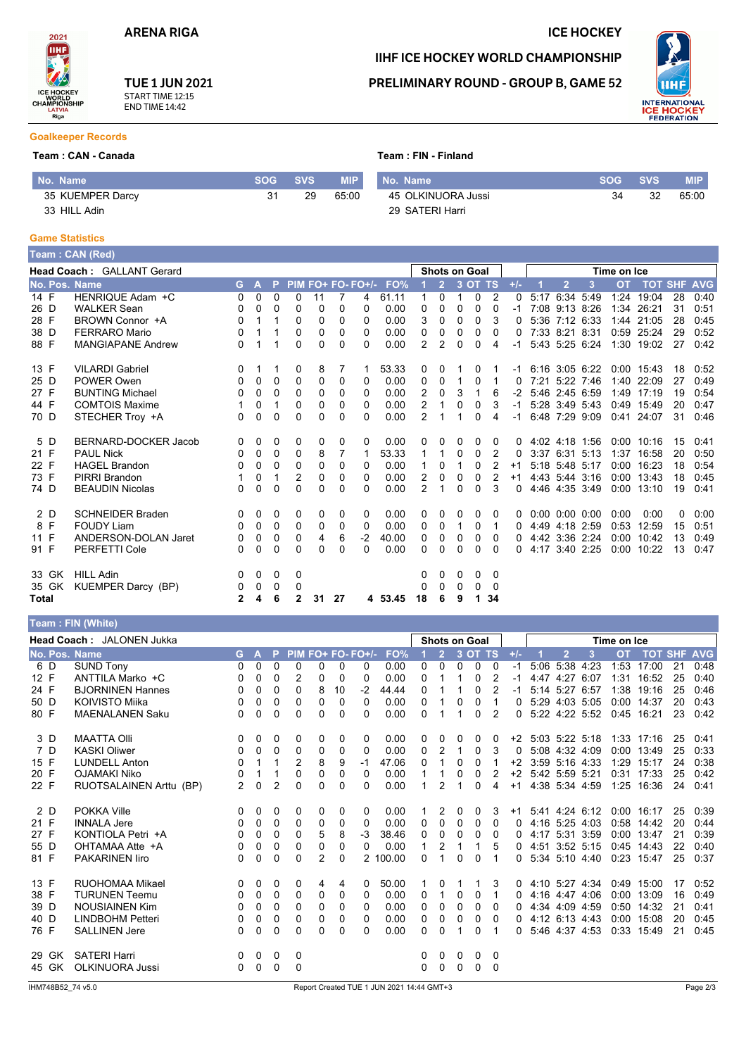ARENA RIGA

ICE HOCKEY

IIHF ICE HOCKEY WORLD CHAMPIONSHIP

TUE 1 JUN 2021
START TIME 12:15
END TIME 14:42

PRELIMINARY ROUND - GROUP B, GAME 52

## Goalkeeper Records

**Team : CAN - Canada**

| No. | Name | SOG | SVS | MIP |
|---|---|---|---|---|
| 35 | KUEMPER Darcy | 31 | 29 | 65:00 |
| 33 | HILL Adin | | | |

**Team : FIN - Finland**

| No. | Name | SOG | SVS | MIP |
|---|---|---|---|---|
| 45 | OLKINUORA Jussi | 34 | 32 | 65:00 |
| 29 | SATERI Harri | | | |

## Game Statistics

### Team : CAN (Red)

**Head Coach :** GALLANT Gerard

| No. | Pos. | Name | G | A | P | PIM | FO+ | FO- | FO+/- | FO% | SOG 1 | SOG 2 | SOG 3 | SOG OT | SOG TS | +/- | TOI 1 | TOI 2 | TOI 3 | TOI OT | TOI TOT | SHF | AVG |
|---|---|---|---|---|---|---|---|---|---|---|---|---|---|---|---|---|---|---|---|---|---|---|---|
| 14 | F | HENRIQUE Adam +C | 0 | 0 | 0 | 0 | 11 | 7 | 4 | 61.11 | 1 | 0 | 1 | 0 | 2 | 0 | 5:17 | 6:34 | 5:49 | 1:24 | 19:04 | 28 | 0:40 |
| 26 | D | WALKER Sean | 0 | 0 | 0 | 0 | 0 | 0 | 0 | 0.00 | 0 | 0 | 0 | 0 | 0 | -1 | 7:08 | 9:13 | 8:26 | 1:34 | 26:21 | 31 | 0:51 |
| 28 | F | BROWN Connor +A | 0 | 1 | 1 | 0 | 0 | 0 | 0 | 0.00 | 3 | 0 | 0 | 0 | 3 | 0 | 5:36 | 7:12 | 6:33 | 1:44 | 21:05 | 28 | 0:45 |
| 38 | D | FERRARO Mario | 0 | 1 | 1 | 0 | 0 | 0 | 0 | 0.00 | 0 | 0 | 0 | 0 | 0 | 0 | 7:33 | 8:21 | 8:31 | 0:59 | 25:24 | 29 | 0:52 |
| 88 | F | MANGIAPANE Andrew | 0 | 1 | 1 | 0 | 0 | 0 | 0 | 0.00 | 2 | 2 | 0 | 0 | 4 | -1 | 5:43 | 5:25 | 6:24 | 1:30 | 19:02 | 27 | 0:42 |
| 13 | F | VILARDI Gabriel | 0 | 1 | 1 | 0 | 8 | 7 | 1 | 53.33 | 0 | 0 | 1 | 0 | 1 | -1 | 6:16 | 3:05 | 6:22 | 0:00 | 15:43 | 18 | 0:52 |
| 25 | D | POWER Owen | 0 | 0 | 0 | 0 | 0 | 0 | 0 | 0.00 | 0 | 0 | 1 | 0 | 1 | 0 | 7:21 | 5:22 | 7:46 | 1:40 | 22:09 | 27 | 0:49 |
| 27 | F | BUNTING Michael | 0 | 0 | 0 | 0 | 0 | 0 | 0 | 0.00 | 2 | 0 | 3 | 1 | 6 | -2 | 5:46 | 2:45 | 6:59 | 1:49 | 17:19 | 19 | 0:54 |
| 44 | F | COMTOIS Maxime | 1 | 0 | 1 | 0 | 0 | 0 | 0 | 0.00 | 2 | 1 | 0 | 0 | 3 | -1 | 5:28 | 3:49 | 5:43 | 0:49 | 15:49 | 20 | 0:47 |
| 70 | D | STECHER Troy +A | 0 | 0 | 0 | 0 | 0 | 0 | 0 | 0.00 | 2 | 1 | 1 | 0 | 4 | -1 | 6:48 | 7:29 | 9:09 | 0:41 | 24:07 | 31 | 0:46 |
| 5 | D | BERNARD-DOCKER Jacob | 0 | 0 | 0 | 0 | 0 | 0 | 0 | 0.00 | 0 | 0 | 0 | 0 | 0 | 0 | 4:02 | 4:18 | 1:56 | 0:00 | 10:16 | 15 | 0:41 |
| 21 | F | PAUL Nick | 0 | 0 | 0 | 0 | 8 | 7 | 1 | 53.33 | 1 | 1 | 0 | 0 | 2 | 0 | 3:37 | 6:31 | 5:13 | 1:37 | 16:58 | 20 | 0:50 |
| 22 | F | HAGEL Brandon | 0 | 0 | 0 | 0 | 0 | 0 | 0 | 0.00 | 1 | 0 | 1 | 0 | 2 | +1 | 5:18 | 5:48 | 5:17 | 0:00 | 16:23 | 18 | 0:54 |
| 73 | F | PIRRI Brandon | 1 | 0 | 1 | 2 | 0 | 0 | 0 | 0.00 | 2 | 0 | 0 | 0 | 2 | +1 | 4:43 | 5:44 | 3:16 | 0:00 | 13:43 | 18 | 0:45 |
| 74 | D | BEAUDIN Nicolas | 0 | 0 | 0 | 0 | 0 | 0 | 0 | 0.00 | 2 | 1 | 0 | 0 | 3 | 0 | 4:46 | 4:35 | 3:49 | 0:00 | 13:10 | 19 | 0:41 |
| 2 | D | SCHNEIDER Braden | 0 | 0 | 0 | 0 | 0 | 0 | 0 | 0.00 | 0 | 0 | 0 | 0 | 0 | 0 | 0:00 | 0:00 | 0:00 | 0:00 | 0:00 | 0 | 0:00 |
| 8 | F | FOUDY Liam | 0 | 0 | 0 | 0 | 0 | 0 | 0 | 0.00 | 0 | 0 | 1 | 0 | 1 | 0 | 4:49 | 4:18 | 2:59 | 0:53 | 12:59 | 15 | 0:51 |
| 11 | F | ANDERSON-DOLAN Jaret | 0 | 0 | 0 | 0 | 4 | 6 | -2 | 40.00 | 0 | 0 | 0 | 0 | 0 | 0 | 4:42 | 3:36 | 2:24 | 0:00 | 10:42 | 13 | 0:49 |
| 91 | F | PERFETTI Cole | 0 | 0 | 0 | 0 | 0 | 0 | 0 | 0.00 | 0 | 0 | 0 | 0 | 0 | 0 | 4:17 | 3:40 | 2:25 | 0:00 | 10:22 | 13 | 0:47 |
| 33 | GK | HILL Adin | 0 | 0 | 0 | 0 | | | | | 0 | 0 | 0 | 0 | 0 | | | | | | | | |
| 35 | GK | KUEMPER Darcy (BP) | 0 | 0 | 0 | 0 | | | | | 0 | 0 | 0 | 0 | 0 | | | | | | | | |
| **Total** | | | **2** | **4** | **6** | **2** | **31** | **27** | **4** | **53.45** | **18** | **6** | **9** | **1** | **34** | | | | | | | | |

### Team : FIN (White)

**Head Coach :** JALONEN Jukka

| No. | Pos. | Name | G | A | P | PIM | FO+ | FO- | FO+/- | FO% | SOG 1 | SOG 2 | SOG 3 | SOG OT | SOG TS | +/- | TOI 1 | TOI 2 | TOI 3 | TOI OT | TOI TOT | SHF | AVG |
|---|---|---|---|---|---|---|---|---|---|---|---|---|---|---|---|---|---|---|---|---|---|---|---|
| 6 | D | SUND Tony | 0 | 0 | 0 | 0 | 0 | 0 | 0 | 0.00 | 0 | 0 | 0 | 0 | 0 | -1 | 5:06 | 5:38 | 4:23 | 1:53 | 17:00 | 21 | 0:48 |
| 12 | F | ANTTILA Marko +C | 0 | 0 | 0 | 2 | 0 | 0 | 0 | 0.00 | 0 | 1 | 1 | 0 | 2 | -1 | 4:47 | 4:27 | 6:07 | 1:31 | 16:52 | 25 | 0:40 |
| 24 | F | BJORNINEN Hannes | 0 | 0 | 0 | 0 | 8 | 10 | -2 | 44.44 | 0 | 1 | 1 | 0 | 2 | -1 | 5:14 | 5:27 | 6:57 | 1:38 | 19:16 | 25 | 0:46 |
| 50 | D | KOIVISTO Miika | 0 | 0 | 0 | 0 | 0 | 0 | 0 | 0.00 | 0 | 1 | 0 | 0 | 1 | 0 | 5:29 | 4:03 | 5:05 | 0:00 | 14:37 | 20 | 0:43 |
| 80 | F | MAENALANEN Saku | 0 | 0 | 0 | 0 | 0 | 0 | 0 | 0.00 | 0 | 1 | 1 | 0 | 2 | 0 | 5:22 | 4:22 | 5:52 | 0:45 | 16:21 | 23 | 0:42 |
| 3 | D | MAATTA Olli | 0 | 0 | 0 | 0 | 0 | 0 | 0 | 0.00 | 0 | 0 | 0 | 0 | 0 | +2 | 5:03 | 5:22 | 5:18 | 1:33 | 17:16 | 25 | 0:41 |
| 7 | D | KASKI Oliwer | 0 | 0 | 0 | 0 | 0 | 0 | 0 | 0.00 | 0 | 2 | 1 | 0 | 3 | 0 | 5:08 | 4:32 | 4:09 | 0:00 | 13:49 | 25 | 0:33 |
| 15 | F | LUNDELL Anton | 0 | 1 | 1 | 2 | 8 | 9 | -1 | 47.06 | 0 | 1 | 0 | 0 | 1 | +2 | 3:59 | 5:16 | 4:33 | 1:29 | 15:17 | 24 | 0:38 |
| 20 | F | OJAMAKI Niko | 0 | 1 | 1 | 0 | 0 | 0 | 0 | 0.00 | 1 | 1 | 0 | 0 | 2 | +2 | 5:42 | 5:59 | 5:21 | 0:31 | 17:33 | 25 | 0:42 |
| 22 | F | RUOTSALAINEN Arttu (BP) | 2 | 0 | 2 | 0 | 0 | 0 | 0 | 0.00 | 1 | 2 | 1 | 0 | 4 | +1 | 4:38 | 5:34 | 4:59 | 1:25 | 16:36 | 24 | 0:41 |
| 2 | D | POKKA Ville | 0 | 0 | 0 | 0 | 0 | 0 | 0 | 0.00 | 1 | 2 | 0 | 0 | 3 | +1 | 5:41 | 4:24 | 6:12 | 0:00 | 16:17 | 25 | 0:39 |
| 21 | F | INNALA Jere | 0 | 0 | 0 | 0 | 0 | 0 | 0 | 0.00 | 0 | 0 | 0 | 0 | 0 | 0 | 4:16 | 5:25 | 4:03 | 0:58 | 14:42 | 20 | 0:44 |
| 27 | F | KONTIOLA Petri +A | 0 | 0 | 0 | 0 | 5 | 8 | -3 | 38.46 | 0 | 0 | 0 | 0 | 0 | 0 | 4:17 | 5:31 | 3:59 | 0:00 | 13:47 | 21 | 0:39 |
| 55 | D | OHTAMAA Atte +A | 0 | 0 | 0 | 0 | 0 | 0 | 0 | 0.00 | 1 | 2 | 1 | 1 | 5 | 0 | 4:51 | 3:52 | 5:15 | 0:45 | 14:43 | 22 | 0:40 |
| 81 | F | PAKARINEN Iiro | 0 | 0 | 0 | 0 | 2 | 0 | 2 | 100.00 | 0 | 1 | 0 | 0 | 1 | 0 | 5:34 | 5:10 | 4:40 | 0:23 | 15:47 | 25 | 0:37 |
| 13 | F | RUOHOMAA Mikael | 0 | 0 | 0 | 0 | 4 | 4 | 0 | 50.00 | 1 | 0 | 1 | 1 | 3 | 0 | 4:10 | 5:27 | 4:34 | 0:49 | 15:00 | 17 | 0:52 |
| 38 | F | TURUNEN Teemu | 0 | 0 | 0 | 0 | 0 | 0 | 0 | 0.00 | 0 | 1 | 0 | 0 | 1 | 0 | 4:16 | 4:47 | 4:06 | 0:00 | 13:09 | 16 | 0:49 |
| 39 | D | NOUSIAINEN Kim | 0 | 0 | 0 | 0 | 0 | 0 | 0 | 0.00 | 0 | 0 | 0 | 0 | 0 | 0 | 4:34 | 4:09 | 4:59 | 0:50 | 14:32 | 21 | 0:41 |
| 40 | D | LINDBOHM Petteri | 0 | 0 | 0 | 0 | 0 | 0 | 0 | 0.00 | 0 | 0 | 0 | 0 | 0 | 0 | 4:12 | 6:13 | 4:43 | 0:00 | 15:08 | 20 | 0:45 |
| 76 | F | SALLINEN Jere | 0 | 0 | 0 | 0 | 0 | 0 | 0 | 0.00 | 0 | 0 | 1 | 0 | 1 | 0 | 5:46 | 4:37 | 4:53 | 0:33 | 15:49 | 21 | 0:45 |
| 29 | GK | SATERI Harri | 0 | 0 | 0 | 0 | | | | | 0 | 0 | 0 | 0 | 0 | | | | | | | | |
| 45 | GK | OLKINUORA Jussi | 0 | 0 | 0 | 0 | | | | | 0 | 0 | 0 | 0 | 0 | | | | | | | | |

IHM748B52_74 v5.0 — Report Created TUE 1 JUN 2021 14:44 GMT+3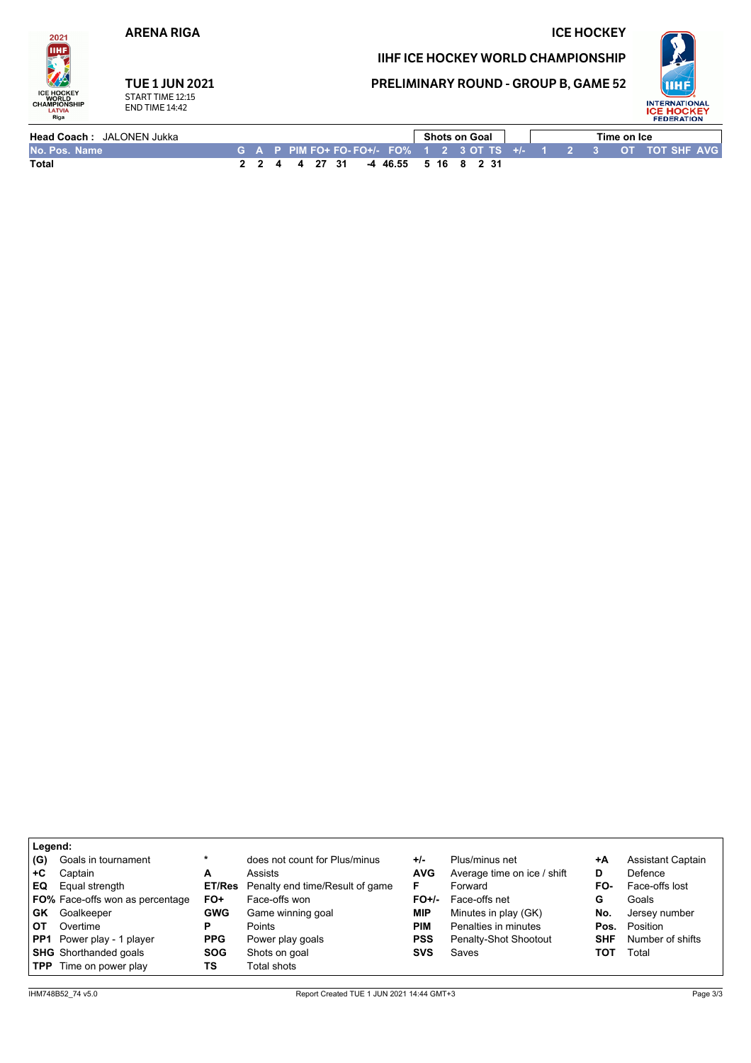**ARENA RIGA**

**TUE 1 JUN 2021**
START TIME 12:15
END TIME 14:42

**ICE HOCKEY**

**IIHF ICE HOCKEY WORLD CHAMPIONSHIP**

**PRELIMINARY ROUND - GROUP B, GAME 52**

**Head Coach :** JALONEN Jukka

| No. Pos. Name | G | A | P | PIM | FO+ | FO- | FO+/- | FO% | Shots on Goal 1 | 2 | 3 | OT | TS | +/- | Time on Ice 1 | 2 | 3 | OT | TOT | SHF | AVG |
|---|---|---|---|---|---|---|---|---|---|---|---|---|---|---|---|---|---|---|---|---|---|
| **Total** | 2 | 2 | 4 | 4 | 27 | 31 | -4 | 46.55 | 5 | 16 | 8 | | 2 31 | | | | | | | | |

| Legend: | | | | | | | |
|---|---|---|---|---|---|---|---|
| (G) | Goals in tournament | * | does not count for Plus/minus | +/- | Plus/minus net | +A | Assistant Captain |
| +C | Captain | A | Assists | AVG | Average time on ice / shift | D | Defence |
| EQ | Equal strength | ET/Res | Penalty end time/Result of game | F | Forward | FO- | Face-offs lost |
| FO% | Face-offs won as percentage | FO+ | Face-offs won | FO+/- | Face-offs net | G | Goals |
| GK | Goalkeeper | GWG | Game winning goal | MIP | Minutes in play (GK) | No. | Jersey number |
| OT | Overtime | P | Points | PIM | Penalties in minutes | Pos. | Position |
| PP1 | Power play - 1 player | PPG | Power play goals | PSS | Penalty-Shot Shootout | SHF | Number of shifts |
| SHG | Shorthanded goals | SOG | Shots on goal | SVS | Saves | TOT | Total |
| TPP | Time on power play | TS | Total shots | | | | |

IHM748B52_74 v5.0 Report Created TUE 1 JUN 2021 14:44 GMT+3